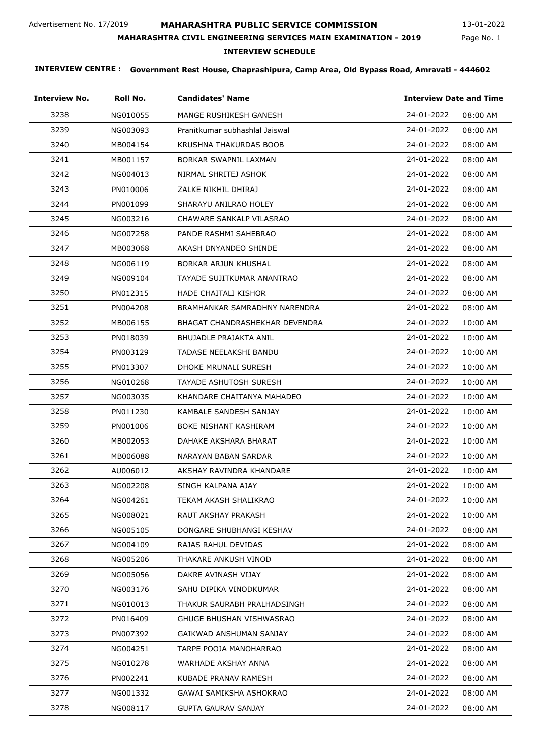Advertisement No. 17/2019

# MAHARASHTRA PUBLIC SERVICE COMMISSION

13-01-2022

## MAHARASHTRA CIVIL ENGINEERING SERVICES MAIN EXAMINATION - 2019

### INTERVIEW SCHEDULE

**INTERVIEW CENTRE : Government Rest House, Chaprashipura, Camp Area, Old Bypass Road, Amravati - 444602**

| Interview No. | Roll No. | Candidates' Name | Interview Date and Time | |
|---|---|---|---|---|
| 3238 | NG010055 | MANGE RUSHIKESH GANESH | 24-01-2022 | 08:00 AM |
| 3239 | NG003093 | Pranitkumar subhashlal Jaiswal | 24-01-2022 | 08:00 AM |
| 3240 | MB004154 | KRUSHNA THAKURDAS BOOB | 24-01-2022 | 08:00 AM |
| 3241 | MB001157 | BORKAR SWAPNIL LAXMAN | 24-01-2022 | 08:00 AM |
| 3242 | NG004013 | NIRMAL SHRITEJ ASHOK | 24-01-2022 | 08:00 AM |
| 3243 | PN010006 | ZALKE NIKHIL DHIRAJ | 24-01-2022 | 08:00 AM |
| 3244 | PN001099 | SHARAYU ANILRAO HOLEY | 24-01-2022 | 08:00 AM |
| 3245 | NG003216 | CHAWARE SANKALP VILASRAO | 24-01-2022 | 08:00 AM |
| 3246 | NG007258 | PANDE RASHMI SAHEBRAO | 24-01-2022 | 08:00 AM |
| 3247 | MB003068 | AKASH DNYANDEO SHINDE | 24-01-2022 | 08:00 AM |
| 3248 | NG006119 | BORKAR ARJUN KHUSHAL | 24-01-2022 | 08:00 AM |
| 3249 | NG009104 | TAYADE SUJITKUMAR ANANTRAO | 24-01-2022 | 08:00 AM |
| 3250 | PN012315 | HADE CHAITALI KISHOR | 24-01-2022 | 08:00 AM |
| 3251 | PN004208 | BRAMHANKAR SAMRADHNY NARENDRA | 24-01-2022 | 08:00 AM |
| 3252 | MB006155 | BHAGAT CHANDRASHEKHAR DEVENDRA | 24-01-2022 | 10:00 AM |
| 3253 | PN018039 | BHUJADLE PRAJAKTA ANIL | 24-01-2022 | 10:00 AM |
| 3254 | PN003129 | TADASE NEELAKSHI BANDU | 24-01-2022 | 10:00 AM |
| 3255 | PN013307 | DHOKE MRUNALI SURESH | 24-01-2022 | 10:00 AM |
| 3256 | NG010268 | TAYADE ASHUTOSH SURESH | 24-01-2022 | 10:00 AM |
| 3257 | NG003035 | KHANDARE CHAITANYA MAHADEO | 24-01-2022 | 10:00 AM |
| 3258 | PN011230 | KAMBALE SANDESH SANJAY | 24-01-2022 | 10:00 AM |
| 3259 | PN001006 | BOKE NISHANT KASHIRAM | 24-01-2022 | 10:00 AM |
| 3260 | MB002053 | DAHAKE AKSHARA BHARAT | 24-01-2022 | 10:00 AM |
| 3261 | MB006088 | NARAYAN BABAN SARDAR | 24-01-2022 | 10:00 AM |
| 3262 | AU006012 | AKSHAY RAVINDRA KHANDARE | 24-01-2022 | 10:00 AM |
| 3263 | NG002208 | SINGH KALPANA AJAY | 24-01-2022 | 10:00 AM |
| 3264 | NG004261 | TEKAM AKASH SHALIKRAO | 24-01-2022 | 10:00 AM |
| 3265 | NG008021 | RAUT AKSHAY PRAKASH | 24-01-2022 | 10:00 AM |
| 3266 | NG005105 | DONGARE SHUBHANGI KESHAV | 24-01-2022 | 08:00 AM |
| 3267 | NG004109 | RAJAS RAHUL DEVIDAS | 24-01-2022 | 08:00 AM |
| 3268 | NG005206 | THAKARE ANKUSH VINOD | 24-01-2022 | 08:00 AM |
| 3269 | NG005056 | DAKRE AVINASH VIJAY | 24-01-2022 | 08:00 AM |
| 3270 | NG003176 | SAHU DIPIKA VINODKUMAR | 24-01-2022 | 08:00 AM |
| 3271 | NG010013 | THAKUR SAURABH PRALHADSINGH | 24-01-2022 | 08:00 AM |
| 3272 | PN016409 | GHUGE BHUSHAN VISHWASRAO | 24-01-2022 | 08:00 AM |
| 3273 | PN007392 | GAIKWAD ANSHUMAN SANJAY | 24-01-2022 | 08:00 AM |
| 3274 | NG004251 | TARPE POOJA MANOHARRAO | 24-01-2022 | 08:00 AM |
| 3275 | NG010278 | WARHADE AKSHAY ANNA | 24-01-2022 | 08:00 AM |
| 3276 | PN002241 | KUBADE PRANAV RAMESH | 24-01-2022 | 08:00 AM |
| 3277 | NG001332 | GAWAI SAMIKSHA ASHOKRAO | 24-01-2022 | 08:00 AM |
| 3278 | NG008117 | GUPTA GAURAV SANJAY | 24-01-2022 | 08:00 AM |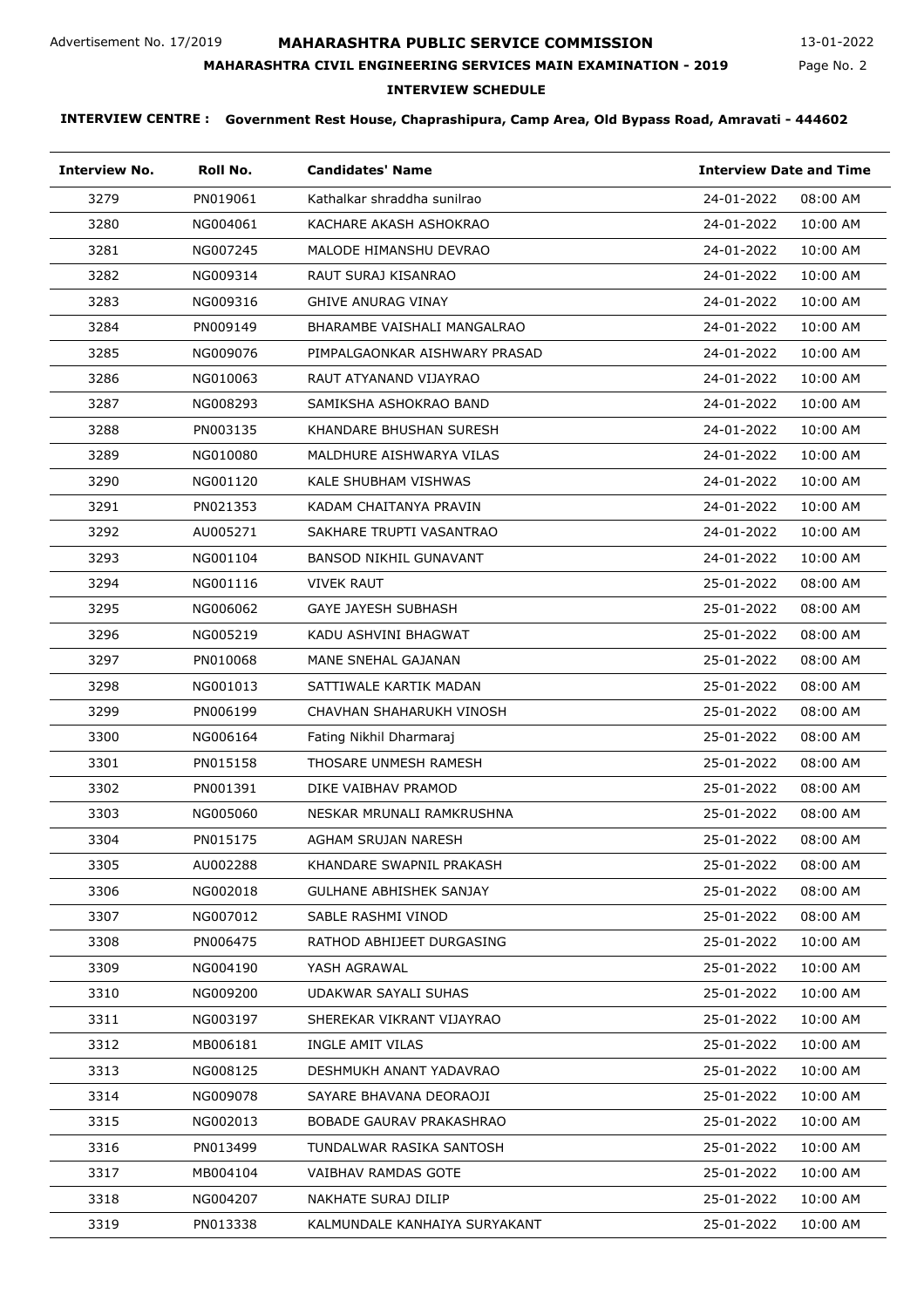**INTERVIEW CENTRE : Government Rest House, Chaprashipura, Camp Area, Old Bypass Road, Amravati - 444602**

| Interview No. | Roll No. | Candidates' Name | Interview Date and Time | |
|---|---|---|---|---|
| 3279 | PN019061 | Kathalkar shraddha sunilrao | 24-01-2022 | 08:00 AM |
| 3280 | NG004061 | KACHARE AKASH ASHOKRAO | 24-01-2022 | 10:00 AM |
| 3281 | NG007245 | MALODE HIMANSHU DEVRAO | 24-01-2022 | 10:00 AM |
| 3282 | NG009314 | RAUT SURAJ KISANRAO | 24-01-2022 | 10:00 AM |
| 3283 | NG009316 | GHIVE ANURAG VINAY | 24-01-2022 | 10:00 AM |
| 3284 | PN009149 | BHARAMBE VAISHALI MANGALRAO | 24-01-2022 | 10:00 AM |
| 3285 | NG009076 | PIMPALGAONKAR AISHWARY PRASAD | 24-01-2022 | 10:00 AM |
| 3286 | NG010063 | RAUT ATYANAND VIJAYRAO | 24-01-2022 | 10:00 AM |
| 3287 | NG008293 | SAMIKSHA ASHOKRAO BAND | 24-01-2022 | 10:00 AM |
| 3288 | PN003135 | KHANDARE BHUSHAN SURESH | 24-01-2022 | 10:00 AM |
| 3289 | NG010080 | MALDHURE AISHWARYA VILAS | 24-01-2022 | 10:00 AM |
| 3290 | NG001120 | KALE SHUBHAM VISHWAS | 24-01-2022 | 10:00 AM |
| 3291 | PN021353 | KADAM CHAITANYA PRAVIN | 24-01-2022 | 10:00 AM |
| 3292 | AU005271 | SAKHARE TRUPTI VASANTRAO | 24-01-2022 | 10:00 AM |
| 3293 | NG001104 | BANSOD NIKHIL GUNAVANT | 24-01-2022 | 10:00 AM |
| 3294 | NG001116 | VIVEK RAUT | 25-01-2022 | 08:00 AM |
| 3295 | NG006062 | GAYE JAYESH SUBHASH | 25-01-2022 | 08:00 AM |
| 3296 | NG005219 | KADU ASHVINI BHAGWAT | 25-01-2022 | 08:00 AM |
| 3297 | PN010068 | MANE SNEHAL GAJANAN | 25-01-2022 | 08:00 AM |
| 3298 | NG001013 | SATTIWALE KARTIK MADAN | 25-01-2022 | 08:00 AM |
| 3299 | PN006199 | CHAVHAN SHAHARUKH VINOSH | 25-01-2022 | 08:00 AM |
| 3300 | NG006164 | Fating Nikhil Dharmaraj | 25-01-2022 | 08:00 AM |
| 3301 | PN015158 | THOSARE UNMESH RAMESH | 25-01-2022 | 08:00 AM |
| 3302 | PN001391 | DIKE VAIBHAV PRAMOD | 25-01-2022 | 08:00 AM |
| 3303 | NG005060 | NESKAR MRUNALI RAMKRUSHNA | 25-01-2022 | 08:00 AM |
| 3304 | PN015175 | AGHAM SRUJAN NARESH | 25-01-2022 | 08:00 AM |
| 3305 | AU002288 | KHANDARE SWAPNIL PRAKASH | 25-01-2022 | 08:00 AM |
| 3306 | NG002018 | GULHANE ABHISHEK SANJAY | 25-01-2022 | 08:00 AM |
| 3307 | NG007012 | SABLE RASHMI VINOD | 25-01-2022 | 08:00 AM |
| 3308 | PN006475 | RATHOD ABHIJEET DURGASING | 25-01-2022 | 10:00 AM |
| 3309 | NG004190 | YASH AGRAWAL | 25-01-2022 | 10:00 AM |
| 3310 | NG009200 | UDAKWAR SAYALI SUHAS | 25-01-2022 | 10:00 AM |
| 3311 | NG003197 | SHEREKAR VIKRANT VIJAYRAO | 25-01-2022 | 10:00 AM |
| 3312 | MB006181 | INGLE AMIT VILAS | 25-01-2022 | 10:00 AM |
| 3313 | NG008125 | DESHMUKH ANANT YADAVRAO | 25-01-2022 | 10:00 AM |
| 3314 | NG009078 | SAYARE BHAVANA DEORAOJI | 25-01-2022 | 10:00 AM |
| 3315 | NG002013 | BOBADE GAURAV PRAKASHRAO | 25-01-2022 | 10:00 AM |
| 3316 | PN013499 | TUNDALWAR RASIKA SANTOSH | 25-01-2022 | 10:00 AM |
| 3317 | MB004104 | VAIBHAV RAMDAS GOTE | 25-01-2022 | 10:00 AM |
| 3318 | NG004207 | NAKHATE SURAJ DILIP | 25-01-2022 | 10:00 AM |
| 3319 | PN013338 | KALMUNDALE KANHAIYA SURYAKANT | 25-01-2022 | 10:00 AM |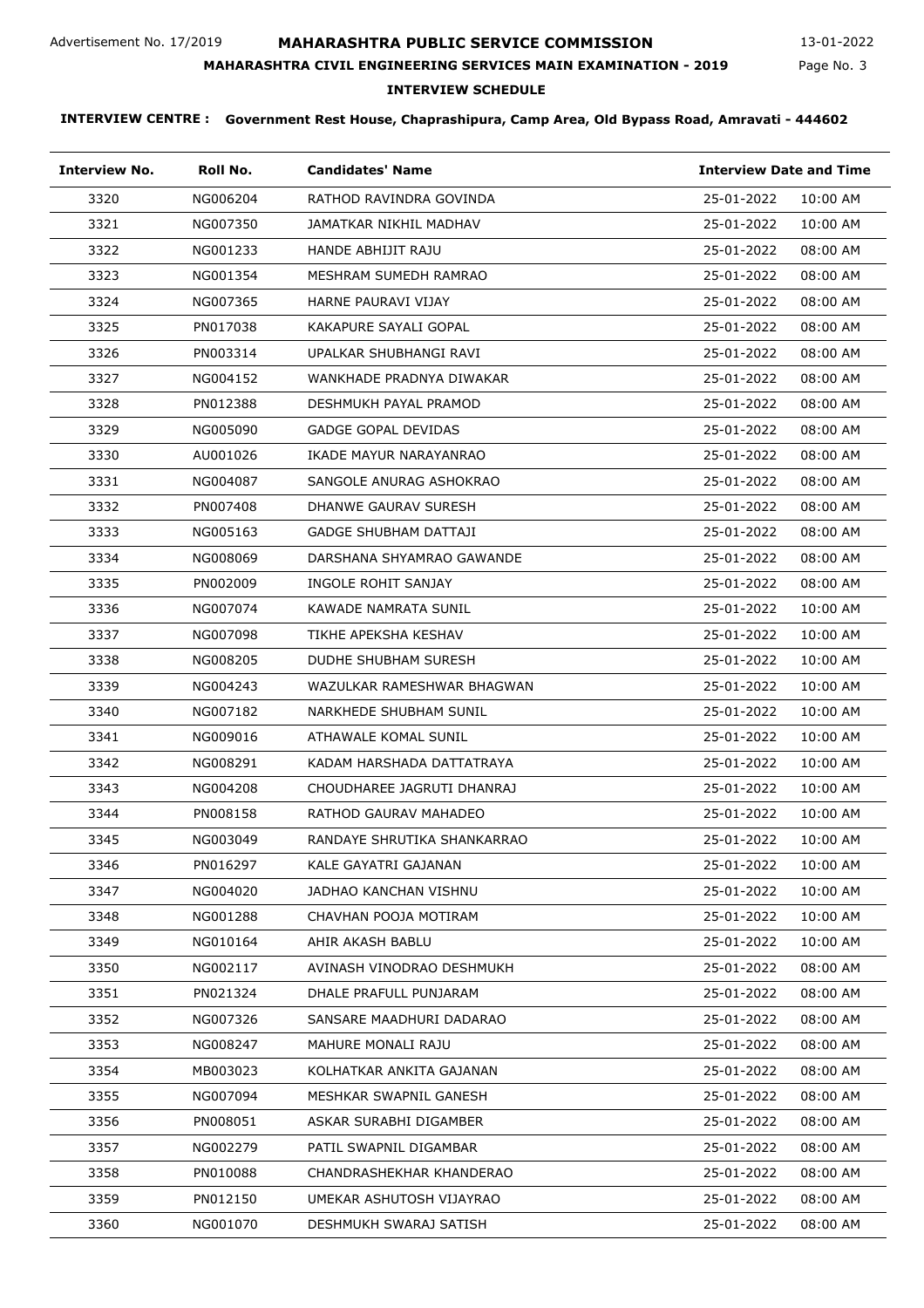Advertisement No. 17/2019

# MAHARASHTRA PUBLIC SERVICE COMMISSION

13-01-2022

## MAHARASHTRA CIVIL ENGINEERING SERVICES MAIN EXAMINATION - 2019

### INTERVIEW SCHEDULE

**INTERVIEW CENTRE : Government Rest House, Chaprashipura, Camp Area, Old Bypass Road, Amravati - 444602**

| Interview No. | Roll No. | Candidates' Name | Interview Date and Time | |
|---|---|---|---|---|
| 3320 | NG006204 | RATHOD RAVINDRA GOVINDA | 25-01-2022 | 10:00 AM |
| 3321 | NG007350 | JAMATKAR NIKHIL MADHAV | 25-01-2022 | 10:00 AM |
| 3322 | NG001233 | HANDE ABHIJIT RAJU | 25-01-2022 | 08:00 AM |
| 3323 | NG001354 | MESHRAM SUMEDH RAMRAO | 25-01-2022 | 08:00 AM |
| 3324 | NG007365 | HARNE PAURAVI VIJAY | 25-01-2022 | 08:00 AM |
| 3325 | PN017038 | KAKAPURE SAYALI GOPAL | 25-01-2022 | 08:00 AM |
| 3326 | PN003314 | UPALKAR SHUBHANGI RAVI | 25-01-2022 | 08:00 AM |
| 3327 | NG004152 | WANKHADE PRADNYA DIWAKAR | 25-01-2022 | 08:00 AM |
| 3328 | PN012388 | DESHMUKH PAYAL PRAMOD | 25-01-2022 | 08:00 AM |
| 3329 | NG005090 | GADGE GOPAL DEVIDAS | 25-01-2022 | 08:00 AM |
| 3330 | AU001026 | IKADE MAYUR NARAYANRAO | 25-01-2022 | 08:00 AM |
| 3331 | NG004087 | SANGOLE ANURAG ASHOKRAO | 25-01-2022 | 08:00 AM |
| 3332 | PN007408 | DHANWE GAURAV SURESH | 25-01-2022 | 08:00 AM |
| 3333 | NG005163 | GADGE SHUBHAM DATTAJI | 25-01-2022 | 08:00 AM |
| 3334 | NG008069 | DARSHANA SHYAMRAO GAWANDE | 25-01-2022 | 08:00 AM |
| 3335 | PN002009 | INGOLE ROHIT SANJAY | 25-01-2022 | 08:00 AM |
| 3336 | NG007074 | KAWADE NAMRATA SUNIL | 25-01-2022 | 10:00 AM |
| 3337 | NG007098 | TIKHE APEKSHA KESHAV | 25-01-2022 | 10:00 AM |
| 3338 | NG008205 | DUDHE SHUBHAM SURESH | 25-01-2022 | 10:00 AM |
| 3339 | NG004243 | WAZULKAR RAMESHWAR BHAGWAN | 25-01-2022 | 10:00 AM |
| 3340 | NG007182 | NARKHEDE SHUBHAM SUNIL | 25-01-2022 | 10:00 AM |
| 3341 | NG009016 | ATHAWALE KOMAL SUNIL | 25-01-2022 | 10:00 AM |
| 3342 | NG008291 | KADAM HARSHADA DATTATRAYA | 25-01-2022 | 10:00 AM |
| 3343 | NG004208 | CHOUDHAREE JAGRUTI DHANRAJ | 25-01-2022 | 10:00 AM |
| 3344 | PN008158 | RATHOD GAURAV MAHADEO | 25-01-2022 | 10:00 AM |
| 3345 | NG003049 | RANDAYE SHRUTIKA SHANKARRAO | 25-01-2022 | 10:00 AM |
| 3346 | PN016297 | KALE GAYATRI GAJANAN | 25-01-2022 | 10:00 AM |
| 3347 | NG004020 | JADHAO KANCHAN VISHNU | 25-01-2022 | 10:00 AM |
| 3348 | NG001288 | CHAVHAN POOJA MOTIRAM | 25-01-2022 | 10:00 AM |
| 3349 | NG010164 | AHIR AKASH BABLU | 25-01-2022 | 10:00 AM |
| 3350 | NG002117 | AVINASH VINODRAO DESHMUKH | 25-01-2022 | 08:00 AM |
| 3351 | PN021324 | DHALE PRAFULL PUNJARAM | 25-01-2022 | 08:00 AM |
| 3352 | NG007326 | SANSARE MAADHURI DADARAO | 25-01-2022 | 08:00 AM |
| 3353 | NG008247 | MAHURE MONALI RAJU | 25-01-2022 | 08:00 AM |
| 3354 | MB003023 | KOLHATKAR ANKITA GAJANAN | 25-01-2022 | 08:00 AM |
| 3355 | NG007094 | MESHKAR SWAPNIL GANESH | 25-01-2022 | 08:00 AM |
| 3356 | PN008051 | ASKAR SURABHI DIGAMBER | 25-01-2022 | 08:00 AM |
| 3357 | NG002279 | PATIL SWAPNIL DIGAMBAR | 25-01-2022 | 08:00 AM |
| 3358 | PN010088 | CHANDRASHEKHAR KHANDERAO | 25-01-2022 | 08:00 AM |
| 3359 | PN012150 | UMEKAR ASHUTOSH VIJAYRAO | 25-01-2022 | 08:00 AM |
| 3360 | NG001070 | DESHMUKH SWARAJ SATISH | 25-01-2022 | 08:00 AM |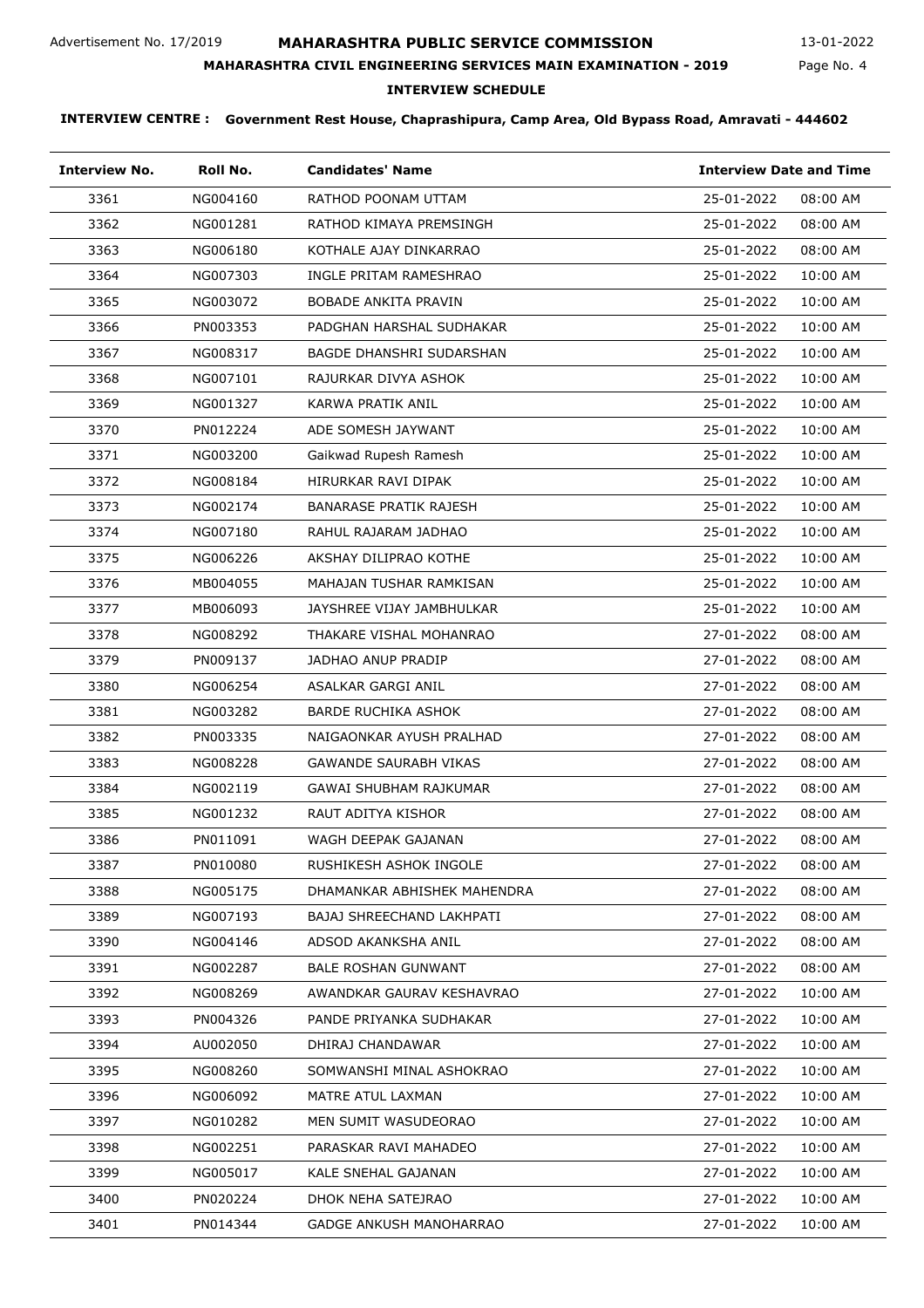Advertisement No. 17/2019

# MAHARASHTRA PUBLIC SERVICE COMMISSION

13-01-2022

## MAHARASHTRA CIVIL ENGINEERING SERVICES MAIN EXAMINATION - 2019

### INTERVIEW SCHEDULE

**INTERVIEW CENTRE : Government Rest House, Chaprashipura, Camp Area, Old Bypass Road, Amravati - 444602**

| Interview No. | Roll No. | Candidates' Name | Interview Date and Time | |
|---|---|---|---|---|
| 3361 | NG004160 | RATHOD POONAM UTTAM | 25-01-2022 | 08:00 AM |
| 3362 | NG001281 | RATHOD KIMAYA PREMSINGH | 25-01-2022 | 08:00 AM |
| 3363 | NG006180 | KOTHALE AJAY DINKARRAO | 25-01-2022 | 08:00 AM |
| 3364 | NG007303 | INGLE PRITAM RAMESHRAO | 25-01-2022 | 10:00 AM |
| 3365 | NG003072 | BOBADE ANKITA PRAVIN | 25-01-2022 | 10:00 AM |
| 3366 | PN003353 | PADGHAN HARSHAL SUDHAKAR | 25-01-2022 | 10:00 AM |
| 3367 | NG008317 | BAGDE DHANSHRI SUDARSHAN | 25-01-2022 | 10:00 AM |
| 3368 | NG007101 | RAJURKAR DIVYA ASHOK | 25-01-2022 | 10:00 AM |
| 3369 | NG001327 | KARWA PRATIK ANIL | 25-01-2022 | 10:00 AM |
| 3370 | PN012224 | ADE SOMESH JAYWANT | 25-01-2022 | 10:00 AM |
| 3371 | NG003200 | Gaikwad Rupesh Ramesh | 25-01-2022 | 10:00 AM |
| 3372 | NG008184 | HIRURKAR RAVI DIPAK | 25-01-2022 | 10:00 AM |
| 3373 | NG002174 | BANARASE PRATIK RAJESH | 25-01-2022 | 10:00 AM |
| 3374 | NG007180 | RAHUL RAJARAM JADHAO | 25-01-2022 | 10:00 AM |
| 3375 | NG006226 | AKSHAY DILIPRAO KOTHE | 25-01-2022 | 10:00 AM |
| 3376 | MB004055 | MAHAJAN TUSHAR RAMKISAN | 25-01-2022 | 10:00 AM |
| 3377 | MB006093 | JAYSHREE VIJAY JAMBHULKAR | 25-01-2022 | 10:00 AM |
| 3378 | NG008292 | THAKARE VISHAL MOHANRAO | 27-01-2022 | 08:00 AM |
| 3379 | PN009137 | JADHAO ANUP PRADIP | 27-01-2022 | 08:00 AM |
| 3380 | NG006254 | ASALKAR GARGI ANIL | 27-01-2022 | 08:00 AM |
| 3381 | NG003282 | BARDE RUCHIKA ASHOK | 27-01-2022 | 08:00 AM |
| 3382 | PN003335 | NAIGAONKAR AYUSH PRALHAD | 27-01-2022 | 08:00 AM |
| 3383 | NG008228 | GAWANDE SAURABH VIKAS | 27-01-2022 | 08:00 AM |
| 3384 | NG002119 | GAWAI SHUBHAM RAJKUMAR | 27-01-2022 | 08:00 AM |
| 3385 | NG001232 | RAUT ADITYA KISHOR | 27-01-2022 | 08:00 AM |
| 3386 | PN011091 | WAGH DEEPAK GAJANAN | 27-01-2022 | 08:00 AM |
| 3387 | PN010080 | RUSHIKESH ASHOK INGOLE | 27-01-2022 | 08:00 AM |
| 3388 | NG005175 | DHAMANKAR ABHISHEK MAHENDRA | 27-01-2022 | 08:00 AM |
| 3389 | NG007193 | BAJAJ SHREECHAND LAKHPATI | 27-01-2022 | 08:00 AM |
| 3390 | NG004146 | ADSOD AKANKSHA ANIL | 27-01-2022 | 08:00 AM |
| 3391 | NG002287 | BALE ROSHAN GUNWANT | 27-01-2022 | 08:00 AM |
| 3392 | NG008269 | AWANDKAR GAURAV KESHAVRAO | 27-01-2022 | 10:00 AM |
| 3393 | PN004326 | PANDE PRIYANKA SUDHAKAR | 27-01-2022 | 10:00 AM |
| 3394 | AU002050 | DHIRAJ CHANDAWAR | 27-01-2022 | 10:00 AM |
| 3395 | NG008260 | SOMWANSHI MINAL ASHOKRAO | 27-01-2022 | 10:00 AM |
| 3396 | NG006092 | MATRE ATUL LAXMAN | 27-01-2022 | 10:00 AM |
| 3397 | NG010282 | MEN SUMIT WASUDEORAO | 27-01-2022 | 10:00 AM |
| 3398 | NG002251 | PARASKAR RAVI MAHADEO | 27-01-2022 | 10:00 AM |
| 3399 | NG005017 | KALE SNEHAL GAJANAN | 27-01-2022 | 10:00 AM |
| 3400 | PN020224 | DHOK NEHA SATEJRAO | 27-01-2022 | 10:00 AM |
| 3401 | PN014344 | GADGE ANKUSH MANOHARRAO | 27-01-2022 | 10:00 AM |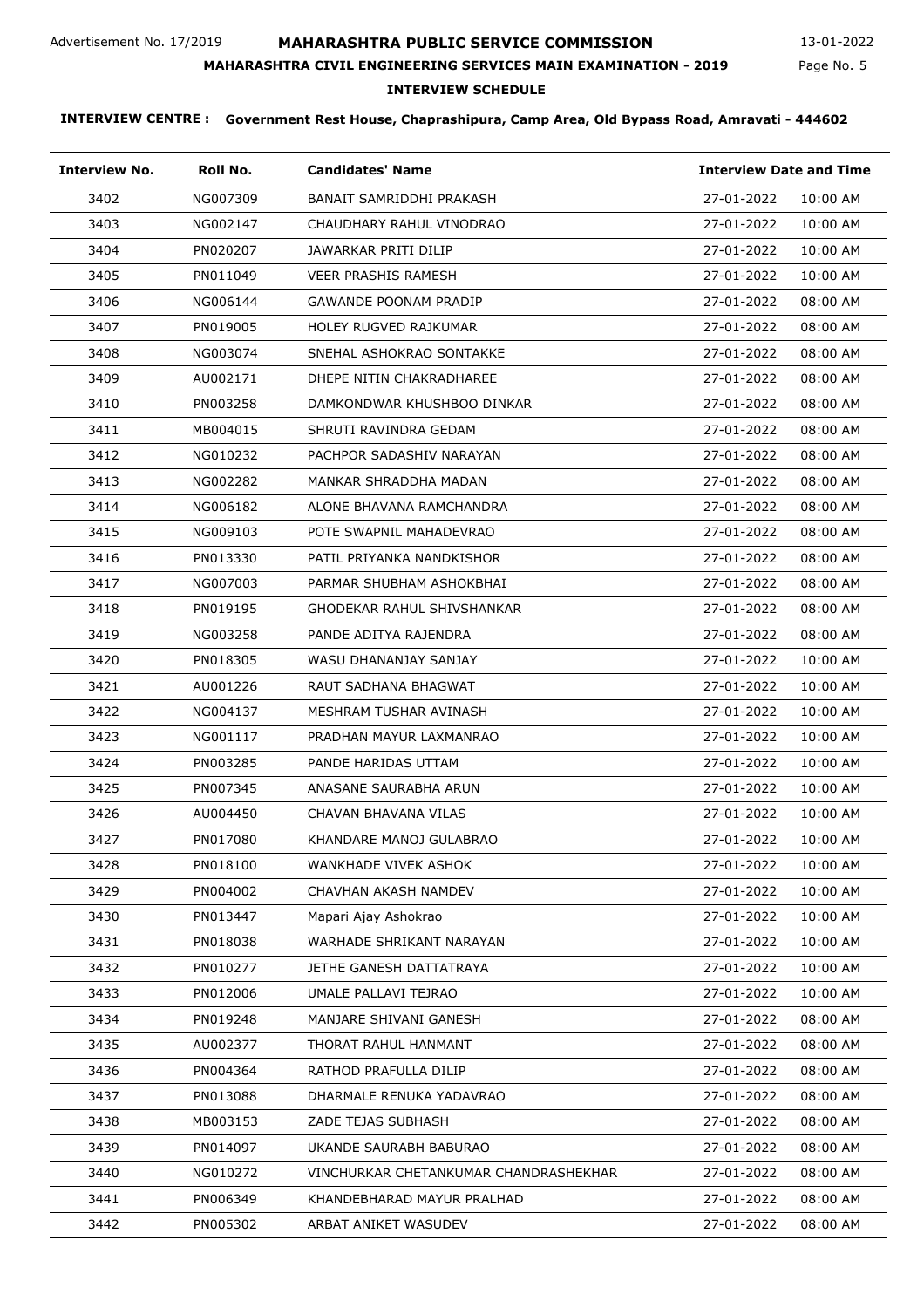Advertisement No. 17/2019

# MAHARASHTRA PUBLIC SERVICE COMMISSION

13-01-2022

## MAHARASHTRA CIVIL ENGINEERING SERVICES MAIN EXAMINATION - 2019

### INTERVIEW SCHEDULE

**INTERVIEW CENTRE : Government Rest House, Chaprashipura, Camp Area, Old Bypass Road, Amravati - 444602**

| Interview No. | Roll No. | Candidates' Name | Interview Date and Time | |
|---|---|---|---|---|
| 3402 | NG007309 | BANAIT SAMRIDDHI PRAKASH | 27-01-2022 | 10:00 AM |
| 3403 | NG002147 | CHAUDHARY RAHUL VINODRAO | 27-01-2022 | 10:00 AM |
| 3404 | PN020207 | JAWARKAR PRITI DILIP | 27-01-2022 | 10:00 AM |
| 3405 | PN011049 | VEER PRASHIS RAMESH | 27-01-2022 | 10:00 AM |
| 3406 | NG006144 | GAWANDE POONAM PRADIP | 27-01-2022 | 08:00 AM |
| 3407 | PN019005 | HOLEY RUGVED RAJKUMAR | 27-01-2022 | 08:00 AM |
| 3408 | NG003074 | SNEHAL ASHOKRAO SONTAKKE | 27-01-2022 | 08:00 AM |
| 3409 | AU002171 | DHEPE NITIN CHAKRADHAREE | 27-01-2022 | 08:00 AM |
| 3410 | PN003258 | DAMKONDWAR KHUSHBOO DINKAR | 27-01-2022 | 08:00 AM |
| 3411 | MB004015 | SHRUTI RAVINDRA GEDAM | 27-01-2022 | 08:00 AM |
| 3412 | NG010232 | PACHPOR SADASHIV NARAYAN | 27-01-2022 | 08:00 AM |
| 3413 | NG002282 | MANKAR SHRADDHA MADAN | 27-01-2022 | 08:00 AM |
| 3414 | NG006182 | ALONE BHAVANA RAMCHANDRA | 27-01-2022 | 08:00 AM |
| 3415 | NG009103 | POTE SWAPNIL MAHADEVRAO | 27-01-2022 | 08:00 AM |
| 3416 | PN013330 | PATIL PRIYANKA NANDKISHOR | 27-01-2022 | 08:00 AM |
| 3417 | NG007003 | PARMAR SHUBHAM ASHOKBHAI | 27-01-2022 | 08:00 AM |
| 3418 | PN019195 | GHODEKAR RAHUL SHIVSHANKAR | 27-01-2022 | 08:00 AM |
| 3419 | NG003258 | PANDE ADITYA RAJENDRA | 27-01-2022 | 08:00 AM |
| 3420 | PN018305 | WASU DHANANJAY SANJAY | 27-01-2022 | 10:00 AM |
| 3421 | AU001226 | RAUT SADHANA BHAGWAT | 27-01-2022 | 10:00 AM |
| 3422 | NG004137 | MESHRAM TUSHAR AVINASH | 27-01-2022 | 10:00 AM |
| 3423 | NG001117 | PRADHAN MAYUR LAXMANRAO | 27-01-2022 | 10:00 AM |
| 3424 | PN003285 | PANDE HARIDAS UTTAM | 27-01-2022 | 10:00 AM |
| 3425 | PN007345 | ANASANE SAURABHA ARUN | 27-01-2022 | 10:00 AM |
| 3426 | AU004450 | CHAVAN BHAVANA VILAS | 27-01-2022 | 10:00 AM |
| 3427 | PN017080 | KHANDARE MANOJ GULABRAO | 27-01-2022 | 10:00 AM |
| 3428 | PN018100 | WANKHADE VIVEK ASHOK | 27-01-2022 | 10:00 AM |
| 3429 | PN004002 | CHAVHAN AKASH NAMDEV | 27-01-2022 | 10:00 AM |
| 3430 | PN013447 | Mapari Ajay Ashokrao | 27-01-2022 | 10:00 AM |
| 3431 | PN018038 | WARHADE SHRIKANT NARAYAN | 27-01-2022 | 10:00 AM |
| 3432 | PN010277 | JETHE GANESH DATTATRAYA | 27-01-2022 | 10:00 AM |
| 3433 | PN012006 | UMALE PALLAVI TEJRAO | 27-01-2022 | 10:00 AM |
| 3434 | PN019248 | MANJARE SHIVANI GANESH | 27-01-2022 | 08:00 AM |
| 3435 | AU002377 | THORAT RAHUL HANMANT | 27-01-2022 | 08:00 AM |
| 3436 | PN004364 | RATHOD PRAFULLA DILIP | 27-01-2022 | 08:00 AM |
| 3437 | PN013088 | DHARMALE RENUKA YADAVRAO | 27-01-2022 | 08:00 AM |
| 3438 | MB003153 | ZADE TEJAS SUBHASH | 27-01-2022 | 08:00 AM |
| 3439 | PN014097 | UKANDE SAURABH BABURAO | 27-01-2022 | 08:00 AM |
| 3440 | NG010272 | VINCHURKAR CHETANKUMAR CHANDRASHEKHAR | 27-01-2022 | 08:00 AM |
| 3441 | PN006349 | KHANDEBHARAD MAYUR PRALHAD | 27-01-2022 | 08:00 AM |
| 3442 | PN005302 | ARBAT ANIKET WASUDEV | 27-01-2022 | 08:00 AM |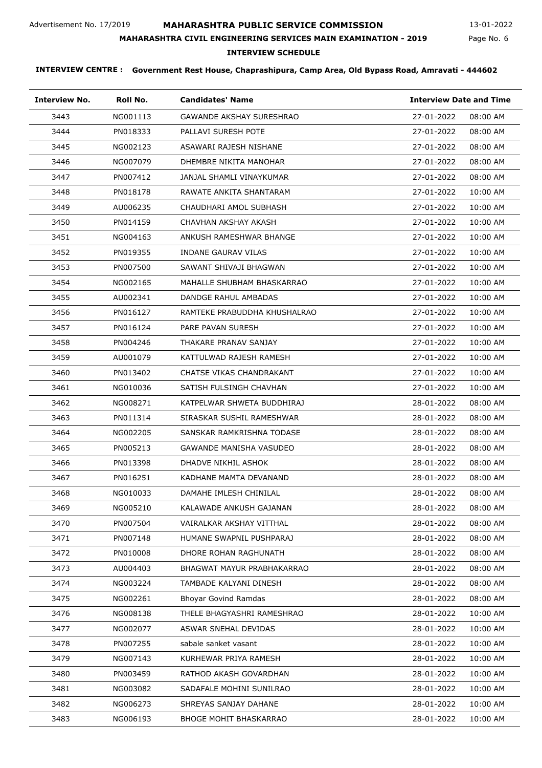Advertisement No. 17/2019

# MAHARASHTRA PUBLIC SERVICE COMMISSION

13-01-2022

## MAHARASHTRA CIVIL ENGINEERING SERVICES MAIN EXAMINATION - 2019

### INTERVIEW SCHEDULE

**INTERVIEW CENTRE : Government Rest House, Chaprashipura, Camp Area, Old Bypass Road, Amravati - 444602**

| Interview No. | Roll No. | Candidates' Name | Interview Date and Time | |
|---|---|---|---|---|
| 3443 | NG001113 | GAWANDE AKSHAY SURESHRAO | 27-01-2022 | 08:00 AM |
| 3444 | PN018333 | PALLAVI SURESH POTE | 27-01-2022 | 08:00 AM |
| 3445 | NG002123 | ASAWARI RAJESH NISHANE | 27-01-2022 | 08:00 AM |
| 3446 | NG007079 | DHEMBRE NIKITA MANOHAR | 27-01-2022 | 08:00 AM |
| 3447 | PN007412 | JANJAL SHAMLI VINAYKUMAR | 27-01-2022 | 08:00 AM |
| 3448 | PN018178 | RAWATE ANKITA SHANTARAM | 27-01-2022 | 10:00 AM |
| 3449 | AU006235 | CHAUDHARI AMOL SUBHASH | 27-01-2022 | 10:00 AM |
| 3450 | PN014159 | CHAVHAN AKSHAY AKASH | 27-01-2022 | 10:00 AM |
| 3451 | NG004163 | ANKUSH RAMESHWAR BHANGE | 27-01-2022 | 10:00 AM |
| 3452 | PN019355 | INDANE GAURAV VILAS | 27-01-2022 | 10:00 AM |
| 3453 | PN007500 | SAWANT SHIVAJI BHAGWAN | 27-01-2022 | 10:00 AM |
| 3454 | NG002165 | MAHALLE SHUBHAM BHASKARRAO | 27-01-2022 | 10:00 AM |
| 3455 | AU002341 | DANDGE RAHUL AMBADAS | 27-01-2022 | 10:00 AM |
| 3456 | PN016127 | RAMTEKE PRABUDDHA KHUSHALRAO | 27-01-2022 | 10:00 AM |
| 3457 | PN016124 | PARE PAVAN SURESH | 27-01-2022 | 10:00 AM |
| 3458 | PN004246 | THAKARE PRANAV SANJAY | 27-01-2022 | 10:00 AM |
| 3459 | AU001079 | KATTULWAD RAJESH RAMESH | 27-01-2022 | 10:00 AM |
| 3460 | PN013402 | CHATSE VIKAS CHANDRAKANT | 27-01-2022 | 10:00 AM |
| 3461 | NG010036 | SATISH FULSINGH CHAVHAN | 27-01-2022 | 10:00 AM |
| 3462 | NG008271 | KATPELWAR SHWETA BUDDHIRAJ | 28-01-2022 | 08:00 AM |
| 3463 | PN011314 | SIRASKAR SUSHIL RAMESHWAR | 28-01-2022 | 08:00 AM |
| 3464 | NG002205 | SANSKAR RAMKRISHNA TODASE | 28-01-2022 | 08:00 AM |
| 3465 | PN005213 | GAWANDE MANISHA VASUDEO | 28-01-2022 | 08:00 AM |
| 3466 | PN013398 | DHADVE NIKHIL ASHOK | 28-01-2022 | 08:00 AM |
| 3467 | PN016251 | KADHANE MAMTA DEVANAND | 28-01-2022 | 08:00 AM |
| 3468 | NG010033 | DAMAHE IMLESH CHINILAL | 28-01-2022 | 08:00 AM |
| 3469 | NG005210 | KALAWADE ANKUSH GAJANAN | 28-01-2022 | 08:00 AM |
| 3470 | PN007504 | VAIRALKAR AKSHAY VITTHAL | 28-01-2022 | 08:00 AM |
| 3471 | PN007148 | HUMANE SWAPNIL PUSHPARAJ | 28-01-2022 | 08:00 AM |
| 3472 | PN010008 | DHORE ROHAN RAGHUNATH | 28-01-2022 | 08:00 AM |
| 3473 | AU004403 | BHAGWAT MAYUR PRABHAKARRAO | 28-01-2022 | 08:00 AM |
| 3474 | NG003224 | TAMBADE KALYANI DINESH | 28-01-2022 | 08:00 AM |
| 3475 | NG002261 | Bhoyar Govind Ramdas | 28-01-2022 | 08:00 AM |
| 3476 | NG008138 | THELE BHAGYASHRI RAMESHRAO | 28-01-2022 | 10:00 AM |
| 3477 | NG002077 | ASWAR SNEHAL DEVIDAS | 28-01-2022 | 10:00 AM |
| 3478 | PN007255 | sabale sanket vasant | 28-01-2022 | 10:00 AM |
| 3479 | NG007143 | KURHEWAR PRIYA RAMESH | 28-01-2022 | 10:00 AM |
| 3480 | PN003459 | RATHOD AKASH GOVARDHAN | 28-01-2022 | 10:00 AM |
| 3481 | NG003082 | SADAFALE MOHINI SUNILRAO | 28-01-2022 | 10:00 AM |
| 3482 | NG006273 | SHREYAS SANJAY DAHANE | 28-01-2022 | 10:00 AM |
| 3483 | NG006193 | BHOGE MOHIT BHASKARRAO | 28-01-2022 | 10:00 AM |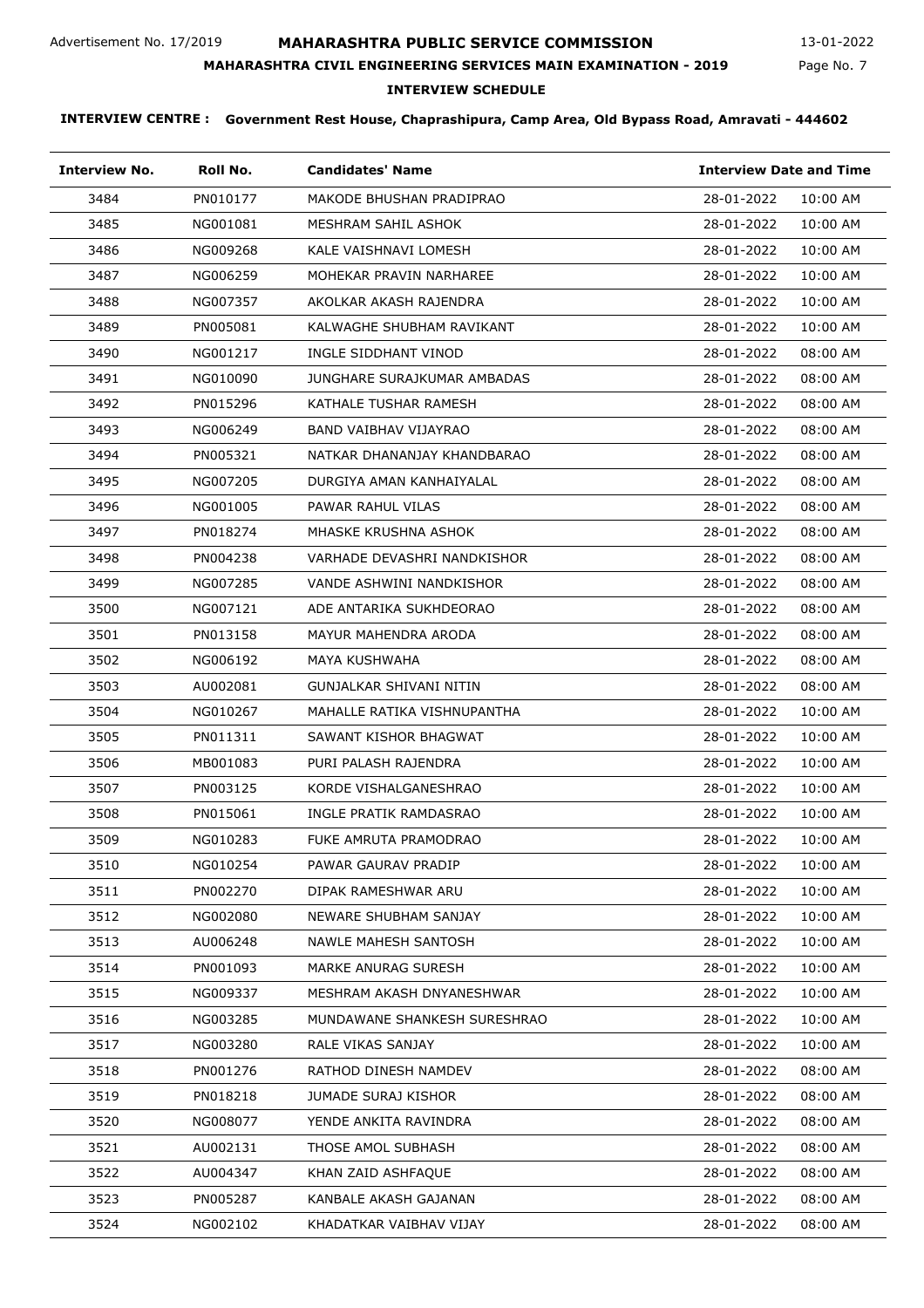Advertisement No. 17/2019

# MAHARASHTRA PUBLIC SERVICE COMMISSION

13-01-2022

## MAHARASHTRA CIVIL ENGINEERING SERVICES MAIN EXAMINATION - 2019

### INTERVIEW SCHEDULE

**INTERVIEW CENTRE : Government Rest House, Chaprashipura, Camp Area, Old Bypass Road, Amravati - 444602**

| Interview No. | Roll No. | Candidates' Name | Interview Date and Time | |
|---|---|---|---|---|
| 3484 | PN010177 | MAKODE BHUSHAN PRADIPRAO | 28-01-2022 | 10:00 AM |
| 3485 | NG001081 | MESHRAM SAHIL ASHOK | 28-01-2022 | 10:00 AM |
| 3486 | NG009268 | KALE VAISHNAVI LOMESH | 28-01-2022 | 10:00 AM |
| 3487 | NG006259 | MOHEKAR PRAVIN NARHAREE | 28-01-2022 | 10:00 AM |
| 3488 | NG007357 | AKOLKAR AKASH RAJENDRA | 28-01-2022 | 10:00 AM |
| 3489 | PN005081 | KALWAGHE SHUBHAM RAVIKANT | 28-01-2022 | 10:00 AM |
| 3490 | NG001217 | INGLE SIDDHANT VINOD | 28-01-2022 | 08:00 AM |
| 3491 | NG010090 | JUNGHARE SURAJKUMAR AMBADAS | 28-01-2022 | 08:00 AM |
| 3492 | PN015296 | KATHALE TUSHAR RAMESH | 28-01-2022 | 08:00 AM |
| 3493 | NG006249 | BAND VAIBHAV VIJAYRAO | 28-01-2022 | 08:00 AM |
| 3494 | PN005321 | NATKAR DHANANJAY KHANDBARAO | 28-01-2022 | 08:00 AM |
| 3495 | NG007205 | DURGIYA AMAN KANHAIYALAL | 28-01-2022 | 08:00 AM |
| 3496 | NG001005 | PAWAR RAHUL VILAS | 28-01-2022 | 08:00 AM |
| 3497 | PN018274 | MHASKE KRUSHNA ASHOK | 28-01-2022 | 08:00 AM |
| 3498 | PN004238 | VARHADE DEVASHRI NANDKISHOR | 28-01-2022 | 08:00 AM |
| 3499 | NG007285 | VANDE ASHWINI NANDKISHOR | 28-01-2022 | 08:00 AM |
| 3500 | NG007121 | ADE ANTARIKA SUKHDEORAO | 28-01-2022 | 08:00 AM |
| 3501 | PN013158 | MAYUR MAHENDRA ARODA | 28-01-2022 | 08:00 AM |
| 3502 | NG006192 | MAYA KUSHWAHA | 28-01-2022 | 08:00 AM |
| 3503 | AU002081 | GUNJALKAR SHIVANI NITIN | 28-01-2022 | 08:00 AM |
| 3504 | NG010267 | MAHALLE RATIKA VISHNUPANTHA | 28-01-2022 | 10:00 AM |
| 3505 | PN011311 | SAWANT KISHOR BHAGWAT | 28-01-2022 | 10:00 AM |
| 3506 | MB001083 | PURI PALASH RAJENDRA | 28-01-2022 | 10:00 AM |
| 3507 | PN003125 | KORDE VISHALGANESHRAO | 28-01-2022 | 10:00 AM |
| 3508 | PN015061 | INGLE PRATIK RAMDASRAO | 28-01-2022 | 10:00 AM |
| 3509 | NG010283 | FUKE AMRUTA PRAMODRAO | 28-01-2022 | 10:00 AM |
| 3510 | NG010254 | PAWAR GAURAV PRADIP | 28-01-2022 | 10:00 AM |
| 3511 | PN002270 | DIPAK RAMESHWAR ARU | 28-01-2022 | 10:00 AM |
| 3512 | NG002080 | NEWARE SHUBHAM SANJAY | 28-01-2022 | 10:00 AM |
| 3513 | AU006248 | NAWLE MAHESH SANTOSH | 28-01-2022 | 10:00 AM |
| 3514 | PN001093 | MARKE ANURAG SURESH | 28-01-2022 | 10:00 AM |
| 3515 | NG009337 | MESHRAM AKASH DNYANESHWAR | 28-01-2022 | 10:00 AM |
| 3516 | NG003285 | MUNDAWANE SHANKESH SURESHRAO | 28-01-2022 | 10:00 AM |
| 3517 | NG003280 | RALE VIKAS SANJAY | 28-01-2022 | 10:00 AM |
| 3518 | PN001276 | RATHOD DINESH NAMDEV | 28-01-2022 | 08:00 AM |
| 3519 | PN018218 | JUMADE SURAJ KISHOR | 28-01-2022 | 08:00 AM |
| 3520 | NG008077 | YENDE ANKITA RAVINDRA | 28-01-2022 | 08:00 AM |
| 3521 | AU002131 | THOSE AMOL SUBHASH | 28-01-2022 | 08:00 AM |
| 3522 | AU004347 | KHAN ZAID ASHFAQUE | 28-01-2022 | 08:00 AM |
| 3523 | PN005287 | KANBALE AKASH GAJANAN | 28-01-2022 | 08:00 AM |
| 3524 | NG002102 | KHADATKAR VAIBHAV VIJAY | 28-01-2022 | 08:00 AM |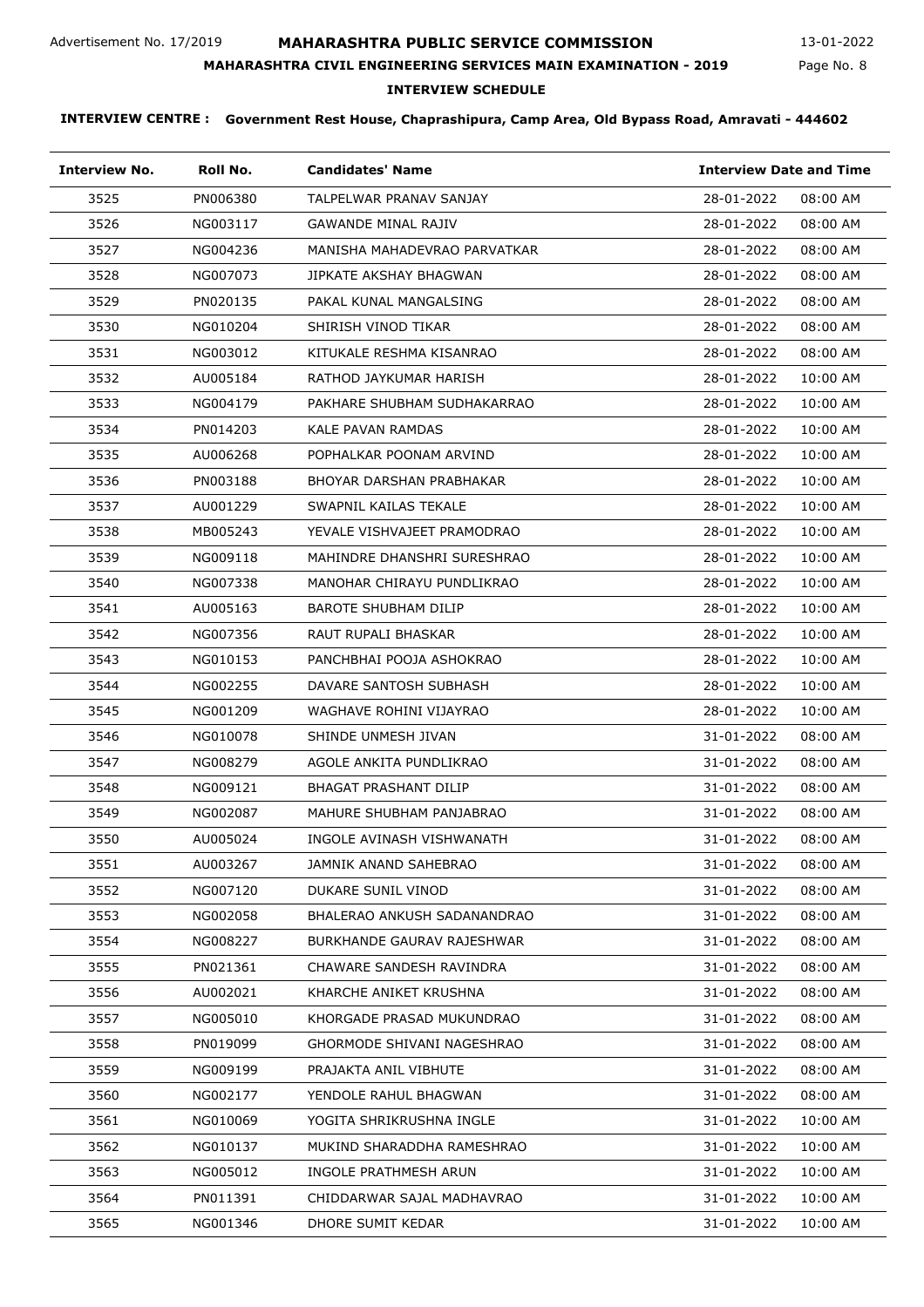Advertisement No. 17/2019

# MAHARASHTRA PUBLIC SERVICE COMMISSION

13-01-2022

## MAHARASHTRA CIVIL ENGINEERING SERVICES MAIN EXAMINATION - 2019

### INTERVIEW SCHEDULE

**INTERVIEW CENTRE : Government Rest House, Chaprashipura, Camp Area, Old Bypass Road, Amravati - 444602**

| Interview No. | Roll No. | Candidates' Name | Interview Date and Time | |
|---|---|---|---|---|
| 3525 | PN006380 | TALPELWAR PRANAV SANJAY | 28-01-2022 | 08:00 AM |
| 3526 | NG003117 | GAWANDE MINAL RAJIV | 28-01-2022 | 08:00 AM |
| 3527 | NG004236 | MANISHA MAHADEVRAO PARVATKAR | 28-01-2022 | 08:00 AM |
| 3528 | NG007073 | JIPKATE AKSHAY BHAGWAN | 28-01-2022 | 08:00 AM |
| 3529 | PN020135 | PAKAL KUNAL MANGALSING | 28-01-2022 | 08:00 AM |
| 3530 | NG010204 | SHIRISH VINOD TIKAR | 28-01-2022 | 08:00 AM |
| 3531 | NG003012 | KITUKALE RESHMA KISANRAO | 28-01-2022 | 08:00 AM |
| 3532 | AU005184 | RATHOD JAYKUMAR HARISH | 28-01-2022 | 10:00 AM |
| 3533 | NG004179 | PAKHARE SHUBHAM SUDHAKARRAO | 28-01-2022 | 10:00 AM |
| 3534 | PN014203 | KALE PAVAN RAMDAS | 28-01-2022 | 10:00 AM |
| 3535 | AU006268 | POPHALKAR POONAM ARVIND | 28-01-2022 | 10:00 AM |
| 3536 | PN003188 | BHOYAR DARSHAN PRABHAKAR | 28-01-2022 | 10:00 AM |
| 3537 | AU001229 | SWAPNIL KAILAS TEKALE | 28-01-2022 | 10:00 AM |
| 3538 | MB005243 | YEVALE VISHVAJEET PRAMODRAO | 28-01-2022 | 10:00 AM |
| 3539 | NG009118 | MAHINDRE DHANSHRI SURESHRAO | 28-01-2022 | 10:00 AM |
| 3540 | NG007338 | MANOHAR CHIRAYU PUNDLIKRAO | 28-01-2022 | 10:00 AM |
| 3541 | AU005163 | BAROTE SHUBHAM DILIP | 28-01-2022 | 10:00 AM |
| 3542 | NG007356 | RAUT RUPALI BHASKAR | 28-01-2022 | 10:00 AM |
| 3543 | NG010153 | PANCHBHAI POOJA ASHOKRAO | 28-01-2022 | 10:00 AM |
| 3544 | NG002255 | DAVARE SANTOSH SUBHASH | 28-01-2022 | 10:00 AM |
| 3545 | NG001209 | WAGHAVE ROHINI VIJAYRAO | 28-01-2022 | 10:00 AM |
| 3546 | NG010078 | SHINDE UNMESH JIVAN | 31-01-2022 | 08:00 AM |
| 3547 | NG008279 | AGOLE ANKITA PUNDLIKRAO | 31-01-2022 | 08:00 AM |
| 3548 | NG009121 | BHAGAT PRASHANT DILIP | 31-01-2022 | 08:00 AM |
| 3549 | NG002087 | MAHURE SHUBHAM PANJABRAO | 31-01-2022 | 08:00 AM |
| 3550 | AU005024 | INGOLE AVINASH VISHWANATH | 31-01-2022 | 08:00 AM |
| 3551 | AU003267 | JAMNIK ANAND SAHEBRAO | 31-01-2022 | 08:00 AM |
| 3552 | NG007120 | DUKARE SUNIL VINOD | 31-01-2022 | 08:00 AM |
| 3553 | NG002058 | BHALERAO ANKUSH SADANANDRAO | 31-01-2022 | 08:00 AM |
| 3554 | NG008227 | BURKHANDE GAURAV RAJESHWAR | 31-01-2022 | 08:00 AM |
| 3555 | PN021361 | CHAWARE SANDESH RAVINDRA | 31-01-2022 | 08:00 AM |
| 3556 | AU002021 | KHARCHE ANIKET KRUSHNA | 31-01-2022 | 08:00 AM |
| 3557 | NG005010 | KHORGADE PRASAD MUKUNDRAO | 31-01-2022 | 08:00 AM |
| 3558 | PN019099 | GHORMODE SHIVANI NAGESHRAO | 31-01-2022 | 08:00 AM |
| 3559 | NG009199 | PRAJAKTA ANIL VIBHUTE | 31-01-2022 | 08:00 AM |
| 3560 | NG002177 | YENDOLE RAHUL BHAGWAN | 31-01-2022 | 08:00 AM |
| 3561 | NG010069 | YOGITA SHRIKRUSHNA INGLE | 31-01-2022 | 10:00 AM |
| 3562 | NG010137 | MUKIND SHARADDHA RAMESHRAO | 31-01-2022 | 10:00 AM |
| 3563 | NG005012 | INGOLE PRATHMESH ARUN | 31-01-2022 | 10:00 AM |
| 3564 | PN011391 | CHIDDARWAR SAJAL MADHAVRAO | 31-01-2022 | 10:00 AM |
| 3565 | NG001346 | DHORE SUMIT KEDAR | 31-01-2022 | 10:00 AM |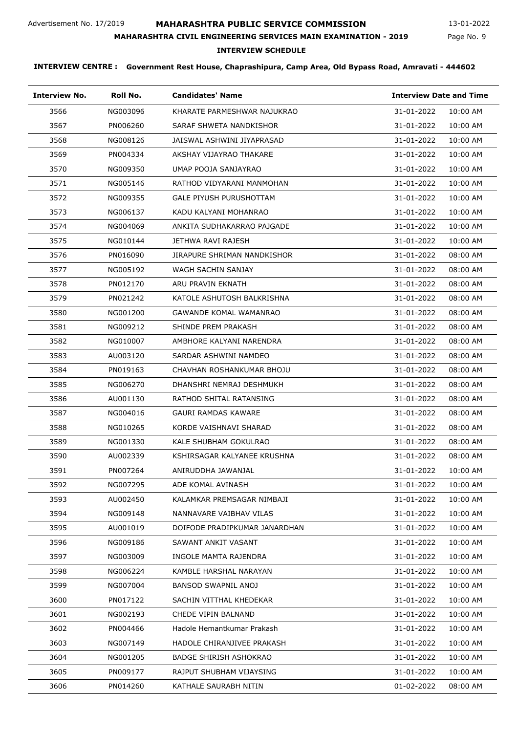Advertisement No. 17/2019

# MAHARASHTRA PUBLIC SERVICE COMMISSION

13-01-2022

## MAHARASHTRA CIVIL ENGINEERING SERVICES MAIN EXAMINATION - 2019

### INTERVIEW SCHEDULE

**INTERVIEW CENTRE : Government Rest House, Chaprashipura, Camp Area, Old Bypass Road, Amravati - 444602**

| Interview No. | Roll No. | Candidates' Name | Interview Date and Time | |
|---|---|---|---|---|
| 3566 | NG003096 | KHARATE PARMESHWAR NAJUKRAO | 31-01-2022 | 10:00 AM |
| 3567 | PN006260 | SARAF SHWETA NANDKISHOR | 31-01-2022 | 10:00 AM |
| 3568 | NG008126 | JAISWAL ASHWINI JIYAPRASAD | 31-01-2022 | 10:00 AM |
| 3569 | PN004334 | AKSHAY VIJAYRAO THAKARE | 31-01-2022 | 10:00 AM |
| 3570 | NG009350 | UMAP POOJA SANJAYRAO | 31-01-2022 | 10:00 AM |
| 3571 | NG005146 | RATHOD VIDYARANI MANMOHAN | 31-01-2022 | 10:00 AM |
| 3572 | NG009355 | GALE PIYUSH PURUSHOTTAM | 31-01-2022 | 10:00 AM |
| 3573 | NG006137 | KADU KALYANI MOHANRAO | 31-01-2022 | 10:00 AM |
| 3574 | NG004069 | ANKITA SUDHAKARRAO PAJGADE | 31-01-2022 | 10:00 AM |
| 3575 | NG010144 | JETHWA RAVI RAJESH | 31-01-2022 | 10:00 AM |
| 3576 | PN016090 | JIRAPURE SHRIMAN NANDKISHOR | 31-01-2022 | 08:00 AM |
| 3577 | NG005192 | WAGH SACHIN SANJAY | 31-01-2022 | 08:00 AM |
| 3578 | PN012170 | ARU PRAVIN EKNATH | 31-01-2022 | 08:00 AM |
| 3579 | PN021242 | KATOLE ASHUTOSH BALKRISHNA | 31-01-2022 | 08:00 AM |
| 3580 | NG001200 | GAWANDE KOMAL WAMANRAO | 31-01-2022 | 08:00 AM |
| 3581 | NG009212 | SHINDE PREM PRAKASH | 31-01-2022 | 08:00 AM |
| 3582 | NG010007 | AMBHORE KALYANI NARENDRA | 31-01-2022 | 08:00 AM |
| 3583 | AU003120 | SARDAR ASHWINI NAMDEO | 31-01-2022 | 08:00 AM |
| 3584 | PN019163 | CHAVHAN ROSHANKUMAR BHOJU | 31-01-2022 | 08:00 AM |
| 3585 | NG006270 | DHANSHRI NEMRAJ DESHMUKH | 31-01-2022 | 08:00 AM |
| 3586 | AU001130 | RATHOD SHITAL RATANSING | 31-01-2022 | 08:00 AM |
| 3587 | NG004016 | GAURI RAMDAS KAWARE | 31-01-2022 | 08:00 AM |
| 3588 | NG010265 | KORDE VAISHNAVI SHARAD | 31-01-2022 | 08:00 AM |
| 3589 | NG001330 | KALE SHUBHAM GOKULRAO | 31-01-2022 | 08:00 AM |
| 3590 | AU002339 | KSHIRSAGAR KALYANEE KRUSHNA | 31-01-2022 | 08:00 AM |
| 3591 | PN007264 | ANIRUDDHA JAWANJAL | 31-01-2022 | 10:00 AM |
| 3592 | NG007295 | ADE KOMAL AVINASH | 31-01-2022 | 10:00 AM |
| 3593 | AU002450 | KALAMKAR PREMSAGAR NIMBAJI | 31-01-2022 | 10:00 AM |
| 3594 | NG009148 | NANNAVARE VAIBHAV VILAS | 31-01-2022 | 10:00 AM |
| 3595 | AU001019 | DOIFODE PRADIPKUMAR JANARDHAN | 31-01-2022 | 10:00 AM |
| 3596 | NG009186 | SAWANT ANKIT VASANT | 31-01-2022 | 10:00 AM |
| 3597 | NG003009 | INGOLE MAMTA RAJENDRA | 31-01-2022 | 10:00 AM |
| 3598 | NG006224 | KAMBLE HARSHAL NARAYAN | 31-01-2022 | 10:00 AM |
| 3599 | NG007004 | BANSOD SWAPNIL ANOJ | 31-01-2022 | 10:00 AM |
| 3600 | PN017122 | SACHIN VITTHAL KHEDEKAR | 31-01-2022 | 10:00 AM |
| 3601 | NG002193 | CHEDE VIPIN BALNAND | 31-01-2022 | 10:00 AM |
| 3602 | PN004466 | Hadole Hemantkumar Prakash | 31-01-2022 | 10:00 AM |
| 3603 | NG007149 | HADOLE CHIRANJIVEE PRAKASH | 31-01-2022 | 10:00 AM |
| 3604 | NG001205 | BADGE SHIRISH ASHOKRAO | 31-01-2022 | 10:00 AM |
| 3605 | PN009177 | RAJPUT SHUBHAM VIJAYSING | 31-01-2022 | 10:00 AM |
| 3606 | PN014260 | KATHALE SAURABH NITIN | 01-02-2022 | 08:00 AM |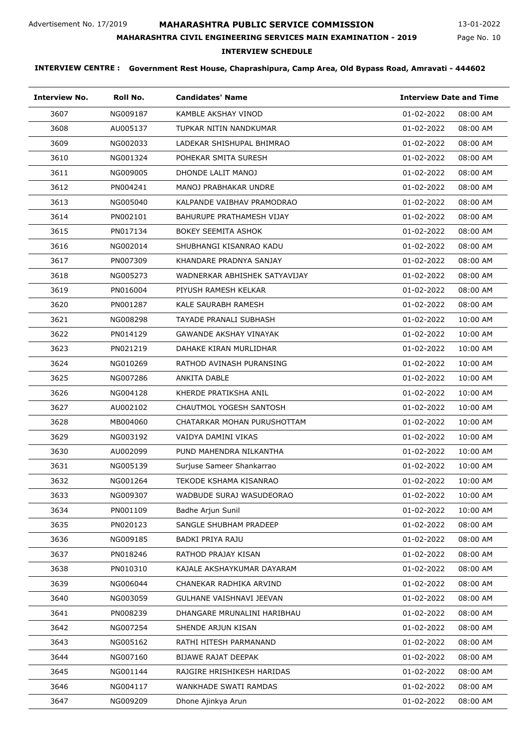Advertisement No. 17/2019

# MAHARASHTRA PUBLIC SERVICE COMMISSION

13-01-2022

## MAHARASHTRA CIVIL ENGINEERING SERVICES MAIN EXAMINATION - 2019

### INTERVIEW SCHEDULE

**INTERVIEW CENTRE : Government Rest House, Chaprashipura, Camp Area, Old Bypass Road, Amravati - 444602**

| Interview No. | Roll No. | Candidates' Name | Interview Date and Time | |
|---|---|---|---|---|
| 3607 | NG009187 | KAMBLE AKSHAY VINOD | 01-02-2022 | 08:00 AM |
| 3608 | AU005137 | TUPKAR NITIN NANDKUMAR | 01-02-2022 | 08:00 AM |
| 3609 | NG002033 | LADEKAR SHISHUPAL BHIMRAO | 01-02-2022 | 08:00 AM |
| 3610 | NG001324 | POHEKAR SMITA SURESH | 01-02-2022 | 08:00 AM |
| 3611 | NG009005 | DHONDE LALIT MANOJ | 01-02-2022 | 08:00 AM |
| 3612 | PN004241 | MANOJ PRABHAKAR UNDRE | 01-02-2022 | 08:00 AM |
| 3613 | NG005040 | KALPANDE VAIBHAV PRAMODRAO | 01-02-2022 | 08:00 AM |
| 3614 | PN002101 | BAHURUPE PRATHAMESH VIJAY | 01-02-2022 | 08:00 AM |
| 3615 | PN017134 | BOKEY SEEMITA ASHOK | 01-02-2022 | 08:00 AM |
| 3616 | NG002014 | SHUBHANGI KISANRAO KADU | 01-02-2022 | 08:00 AM |
| 3617 | PN007309 | KHANDARE PRADNYA SANJAY | 01-02-2022 | 08:00 AM |
| 3618 | NG005273 | WADNERKAR ABHISHEK SATYAVIJAY | 01-02-2022 | 08:00 AM |
| 3619 | PN016004 | PIYUSH RAMESH KELKAR | 01-02-2022 | 08:00 AM |
| 3620 | PN001287 | KALE SAURABH RAMESH | 01-02-2022 | 08:00 AM |
| 3621 | NG008298 | TAYADE PRANALI SUBHASH | 01-02-2022 | 10:00 AM |
| 3622 | PN014129 | GAWANDE AKSHAY VINAYAK | 01-02-2022 | 10:00 AM |
| 3623 | PN021219 | DAHAKE KIRAN MURLIDHAR | 01-02-2022 | 10:00 AM |
| 3624 | NG010269 | RATHOD AVINASH PURANSING | 01-02-2022 | 10:00 AM |
| 3625 | NG007286 | ANKITA DABLE | 01-02-2022 | 10:00 AM |
| 3626 | NG004128 | KHERDE PRATIKSHA ANIL | 01-02-2022 | 10:00 AM |
| 3627 | AU002102 | CHAUTMOL YOGESH SANTOSH | 01-02-2022 | 10:00 AM |
| 3628 | MB004060 | CHATARKAR MOHAN PURUSHOTTAM | 01-02-2022 | 10:00 AM |
| 3629 | NG003192 | VAIDYA DAMINI VIKAS | 01-02-2022 | 10:00 AM |
| 3630 | AU002099 | PUND MAHENDRA NILKANTHA | 01-02-2022 | 10:00 AM |
| 3631 | NG005139 | Surjuse Sameer Shankarrao | 01-02-2022 | 10:00 AM |
| 3632 | NG001264 | TEKODE KSHAMA KISANRAO | 01-02-2022 | 10:00 AM |
| 3633 | NG009307 | WADBUDE SURAJ WASUDEORAO | 01-02-2022 | 10:00 AM |
| 3634 | PN001109 | Badhe Arjun Sunil | 01-02-2022 | 10:00 AM |
| 3635 | PN020123 | SANGLE SHUBHAM PRADEEP | 01-02-2022 | 08:00 AM |
| 3636 | NG009185 | BADKI PRIYA RAJU | 01-02-2022 | 08:00 AM |
| 3637 | PN018246 | RATHOD PRAJAY KISAN | 01-02-2022 | 08:00 AM |
| 3638 | PN010310 | KAJALE AKSHAYKUMAR DAYARAM | 01-02-2022 | 08:00 AM |
| 3639 | NG006044 | CHANEKAR RADHIKA ARVIND | 01-02-2022 | 08:00 AM |
| 3640 | NG003059 | GULHANE VAISHNAVI JEEVAN | 01-02-2022 | 08:00 AM |
| 3641 | PN008239 | DHANGARE MRUNALINI HARIBHAU | 01-02-2022 | 08:00 AM |
| 3642 | NG007254 | SHENDE ARJUN KISAN | 01-02-2022 | 08:00 AM |
| 3643 | NG005162 | RATHI HITESH PARMANAND | 01-02-2022 | 08:00 AM |
| 3644 | NG007160 | BIJAWE RAJAT DEEPAK | 01-02-2022 | 08:00 AM |
| 3645 | NG001144 | RAJGIRE HRISHIKESH HARIDAS | 01-02-2022 | 08:00 AM |
| 3646 | NG004117 | WANKHADE SWATI RAMDAS | 01-02-2022 | 08:00 AM |
| 3647 | NG009209 | Dhone Ajinkya Arun | 01-02-2022 | 08:00 AM |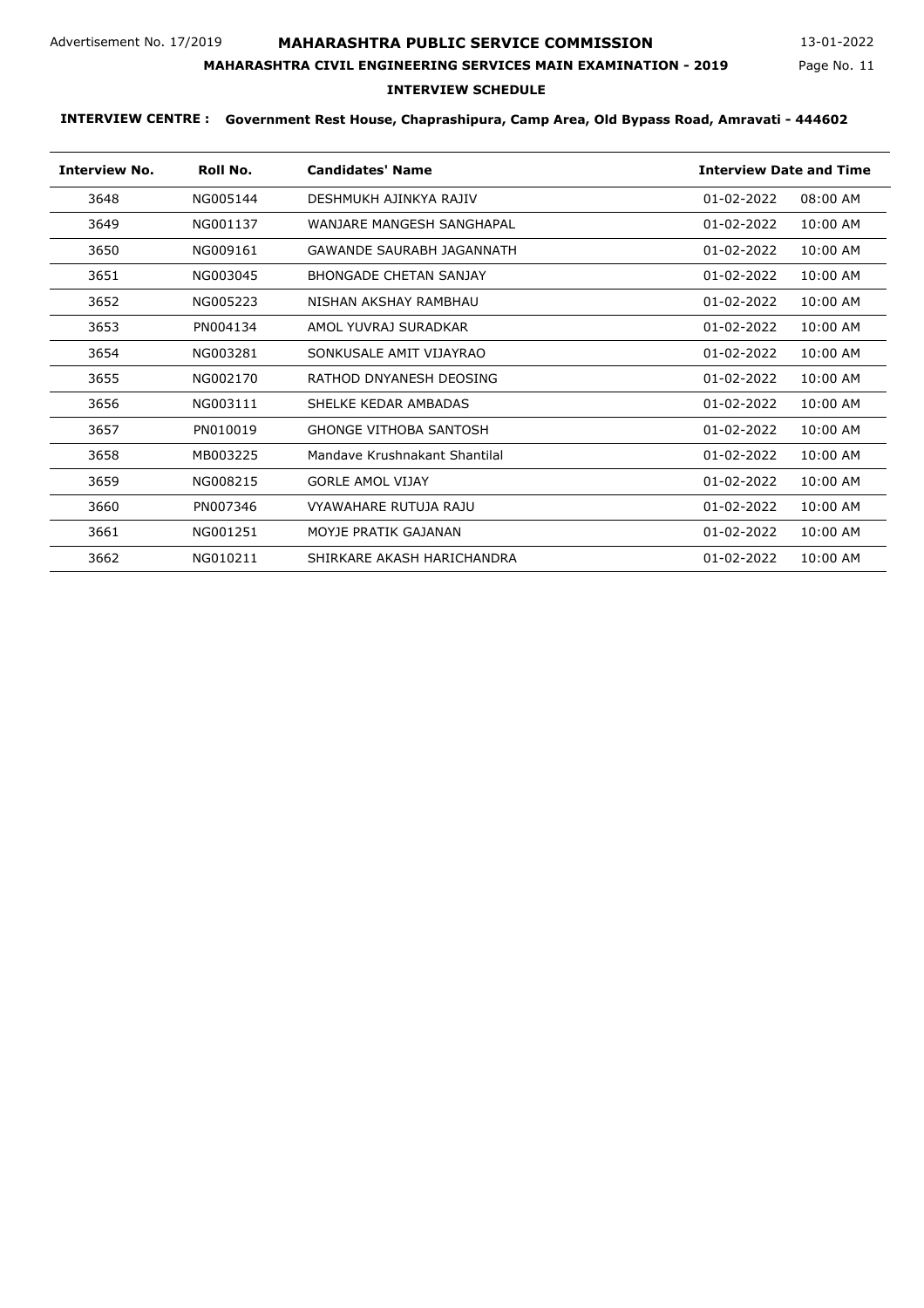**INTERVIEW CENTRE : Government Rest House, Chaprashipura, Camp Area, Old Bypass Road, Amravati - 444602**

| Interview No. | Roll No. | Candidates' Name | Interview Date and Time | |
|---|---|---|---|---|
| 3648 | NG005144 | DESHMUKH AJINKYA RAJIV | 01-02-2022 | 08:00 AM |
| 3649 | NG001137 | WANJARE MANGESH SANGHAPAL | 01-02-2022 | 10:00 AM |
| 3650 | NG009161 | GAWANDE SAURABH JAGANNATH | 01-02-2022 | 10:00 AM |
| 3651 | NG003045 | BHONGADE CHETAN SANJAY | 01-02-2022 | 10:00 AM |
| 3652 | NG005223 | NISHAN AKSHAY RAMBHAU | 01-02-2022 | 10:00 AM |
| 3653 | PN004134 | AMOL YUVRAJ SURADKAR | 01-02-2022 | 10:00 AM |
| 3654 | NG003281 | SONKUSALE AMIT VIJAYRAO | 01-02-2022 | 10:00 AM |
| 3655 | NG002170 | RATHOD DNYANESH DEOSING | 01-02-2022 | 10:00 AM |
| 3656 | NG003111 | SHELKE KEDAR AMBADAS | 01-02-2022 | 10:00 AM |
| 3657 | PN010019 | GHONGE VITHOBA SANTOSH | 01-02-2022 | 10:00 AM |
| 3658 | MB003225 | Mandave Krushnakant Shantilal | 01-02-2022 | 10:00 AM |
| 3659 | NG008215 | GORLE AMOL VIJAY | 01-02-2022 | 10:00 AM |
| 3660 | PN007346 | VYAWAHARE RUTUJA RAJU | 01-02-2022 | 10:00 AM |
| 3661 | NG001251 | MOYJE PRATIK GAJANAN | 01-02-2022 | 10:00 AM |
| 3662 | NG010211 | SHIRKARE AKASH HARICHANDRA | 01-02-2022 | 10:00 AM |